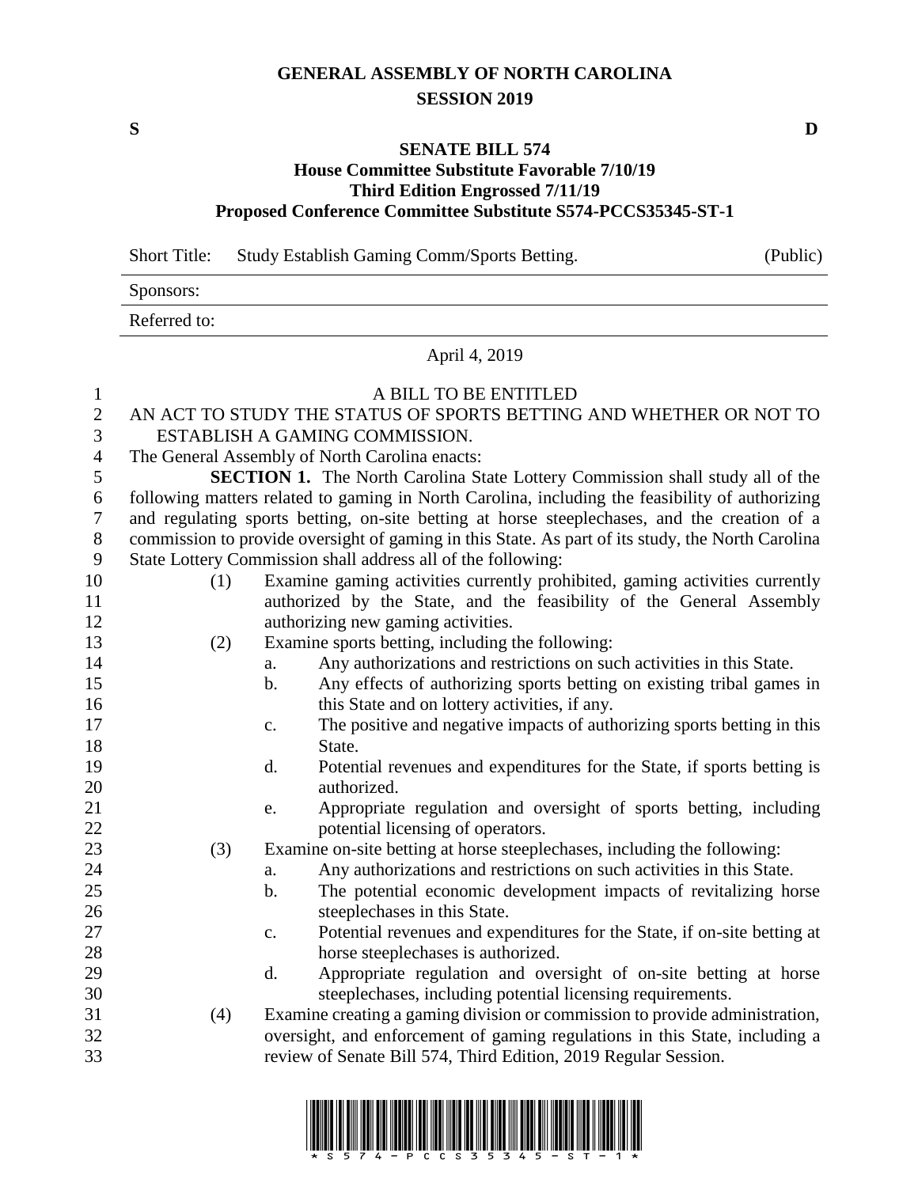# GENERAL ASSEMBLY OF NORTH CAROLINA
## SESSION 2019

**S** **D**

**SENATE BILL 574**
**House Committee Substitute Favorable 7/10/19**
**Third Edition Engrossed 7/11/19**
**Proposed Conference Committee Substitute S574-PCCS35345-ST-1**

| Short Title: | Study Establish Gaming Comm/Sports Betting. | (Public) |
|---|---|---|
| Sponsors: | | |
| Referred to: | | |

April 4, 2019

A BILL TO BE ENTITLED

AN ACT TO STUDY THE STATUS OF SPORTS BETTING AND WHETHER OR NOT TO ESTABLISH A GAMING COMMISSION.

The General Assembly of North Carolina enacts:

**SECTION 1.** The North Carolina State Lottery Commission shall study all of the following matters related to gaming in North Carolina, including the feasibility of authorizing and regulating sports betting, on-site betting at horse steeplechases, and the creation of a commission to provide oversight of gaming in this State. As part of its study, the North Carolina State Lottery Commission shall address all of the following:

(1) Examine gaming activities currently prohibited, gaming activities currently authorized by the State, and the feasibility of the General Assembly authorizing new gaming activities.

(2) Examine sports betting, including the following:
  a. Any authorizations and restrictions on such activities in this State.
  b. Any effects of authorizing sports betting on existing tribal games in this State and on lottery activities, if any.
  c. The positive and negative impacts of authorizing sports betting in this State.
  d. Potential revenues and expenditures for the State, if sports betting is authorized.
  e. Appropriate regulation and oversight of sports betting, including potential licensing of operators.

(3) Examine on-site betting at horse steeplechases, including the following:
  a. Any authorizations and restrictions on such activities in this State.
  b. The potential economic development impacts of revitalizing horse steeplechases in this State.
  c. Potential revenues and expenditures for the State, if on-site betting at horse steeplechases is authorized.
  d. Appropriate regulation and oversight of on-site betting at horse steeplechases, including potential licensing requirements.

(4) Examine creating a gaming division or commission to provide administration, oversight, and enforcement of gaming regulations in this State, including a review of Senate Bill 574, Third Edition, 2019 Regular Session.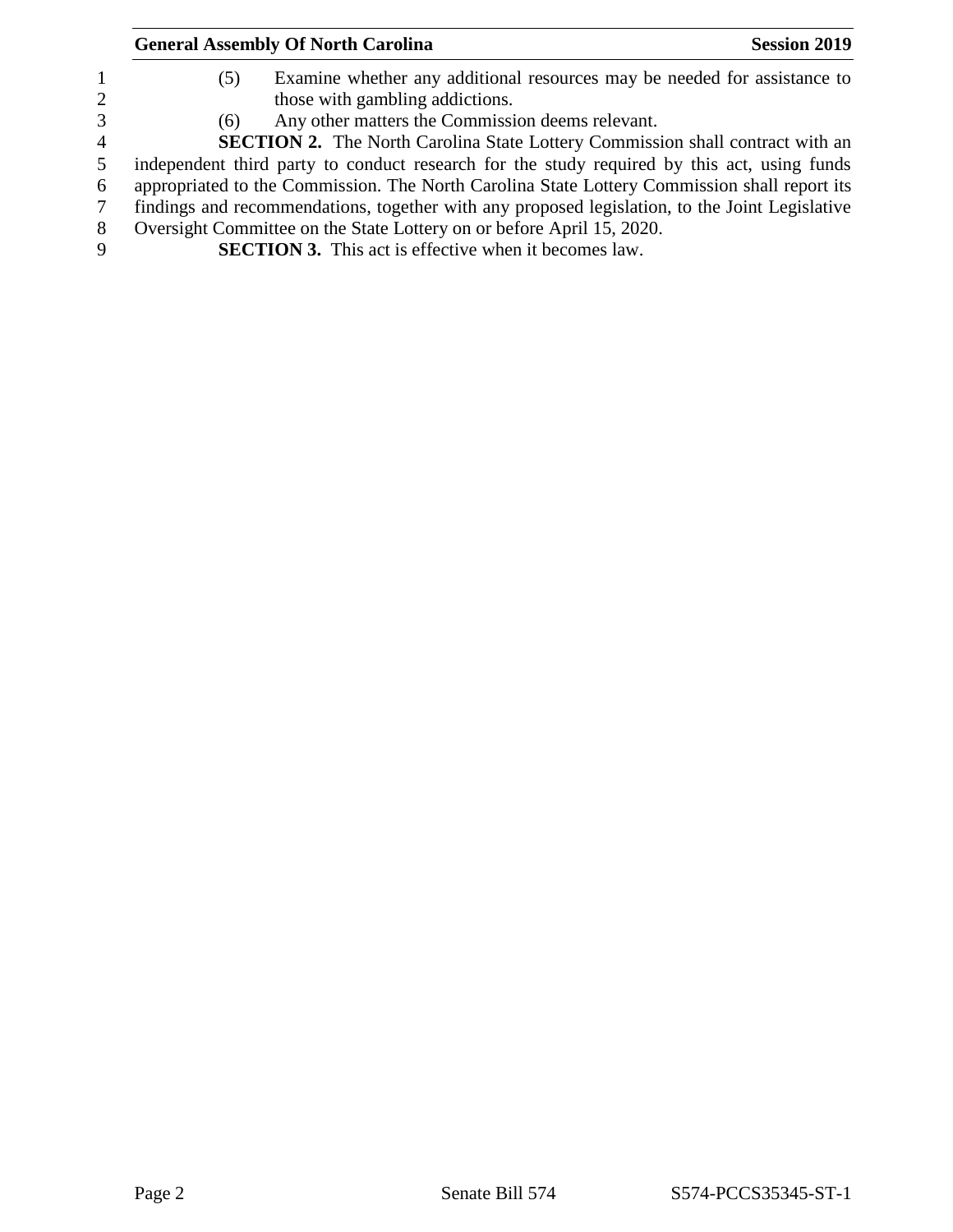(5) Examine whether any additional resources may be needed for assistance to those with gambling addictions.

(6) Any other matters the Commission deems relevant.

**SECTION 2.** The North Carolina State Lottery Commission shall contract with an independent third party to conduct research for the study required by this act, using funds appropriated to the Commission. The North Carolina State Lottery Commission shall report its findings and recommendations, together with any proposed legislation, to the Joint Legislative Oversight Committee on the State Lottery on or before April 15, 2020.

**SECTION 3.** This act is effective when it becomes law.